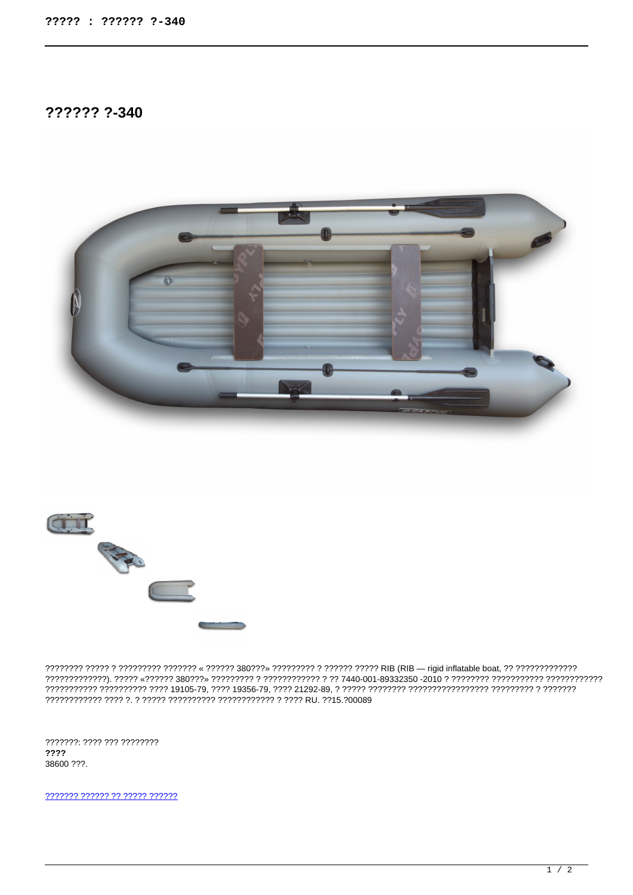# ?????? ?-340

???????? ????? ? ????????? ??????? « ?????? 380???» ????????? ? ?????? ????? RIB (RIB — rigid inflatable boat, ?? ????????????? ?????????????). ????? «?????? 380???» ????????? ? ???????????? ? ?? 7440-001-89332350 -2010 ? ???????? ??????????? ???????????? ?????????? ?????????? ???? 19105-79, ???? 19356-79, ???? 21292-89, ? ????? ???????? ????????????????? ????????? ? ??????? ???????????? ???? ?. ? ????? ?????????? ???????????? ? ???? RU. ??15.?00089

???????: ???? ??? ????????

**????**

38600 ???.

[??????? ?????? ?? ????? ??????]()